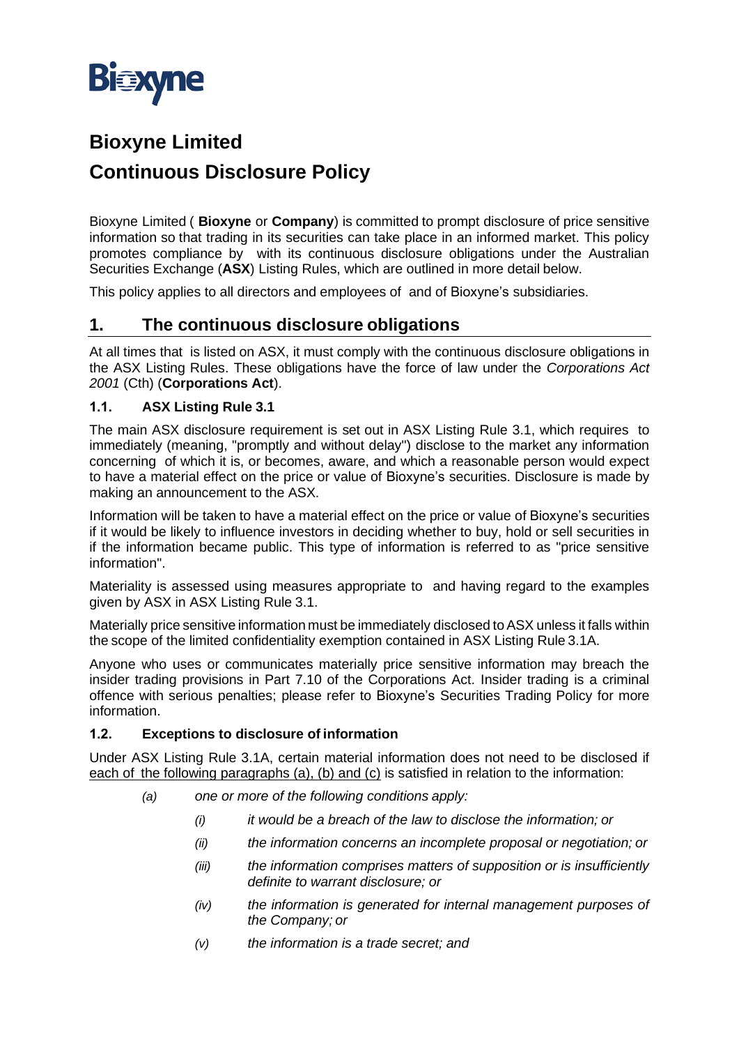# Bioxyne Limited

# Continuous Disclosure Policy

Bioxyne Limited ( **Bioxyne** or **Company**) is committed to prompt disclosure of price sensitive information so that trading in its securities can take place in an informed market. This policy promotes compliance by  with its continuous disclosure obligations under the Australian Securities Exchange (**ASX**) Listing Rules, which are outlined in more detail below.

This policy applies to all directors and employees of  and of Bioxyne's subsidiaries.

## 1. The continuous disclosure obligations

At all times that  is listed on ASX, it must comply with the continuous disclosure obligations in the ASX Listing Rules. These obligations have the force of law under the *Corporations Act 2001* (Cth) (**Corporations Act**).

### 1.1. ASX Listing Rule 3.1

The main ASX disclosure requirement is set out in ASX Listing Rule 3.1, which requires  to immediately (meaning, "promptly and without delay") disclose to the market any information concerning  of which it is, or becomes, aware, and which a reasonable person would expect to have a material effect on the price or value of Bioxyne's securities. Disclosure is made by making an announcement to the ASX.

Information will be taken to have a material effect on the price or value of Bioxyne's securities if it would be likely to influence investors in deciding whether to buy, hold or sell securities in if the information became public. This type of information is referred to as "price sensitive information".

Materiality is assessed using measures appropriate to  and having regard to the examples given by ASX in ASX Listing Rule 3.1.

Materially price sensitive information must be immediately disclosed to ASX unless it falls within the scope of the limited confidentiality exemption contained in ASX Listing Rule 3.1A.

Anyone who uses or communicates materially price sensitive information may breach the insider trading provisions in Part 7.10 of the Corporations Act. Insider trading is a criminal offence with serious penalties; please refer to Bioxyne's Securities Trading Policy for more information.

### 1.2. Exceptions to disclosure of information

Under ASX Listing Rule 3.1A, certain material information does not need to be disclosed if each of the following paragraphs (a), (b) and (c) is satisfied in relation to the information:

- *(a) one or more of the following conditions apply:*
  - *(i) it would be a breach of the law to disclose the information; or*
  - *(ii) the information concerns an incomplete proposal or negotiation; or*
  - *(iii) the information comprises matters of supposition or is insufficiently definite to warrant disclosure; or*
  - *(iv) the information is generated for internal management purposes of the Company; or*
  - *(v) the information is a trade secret; and*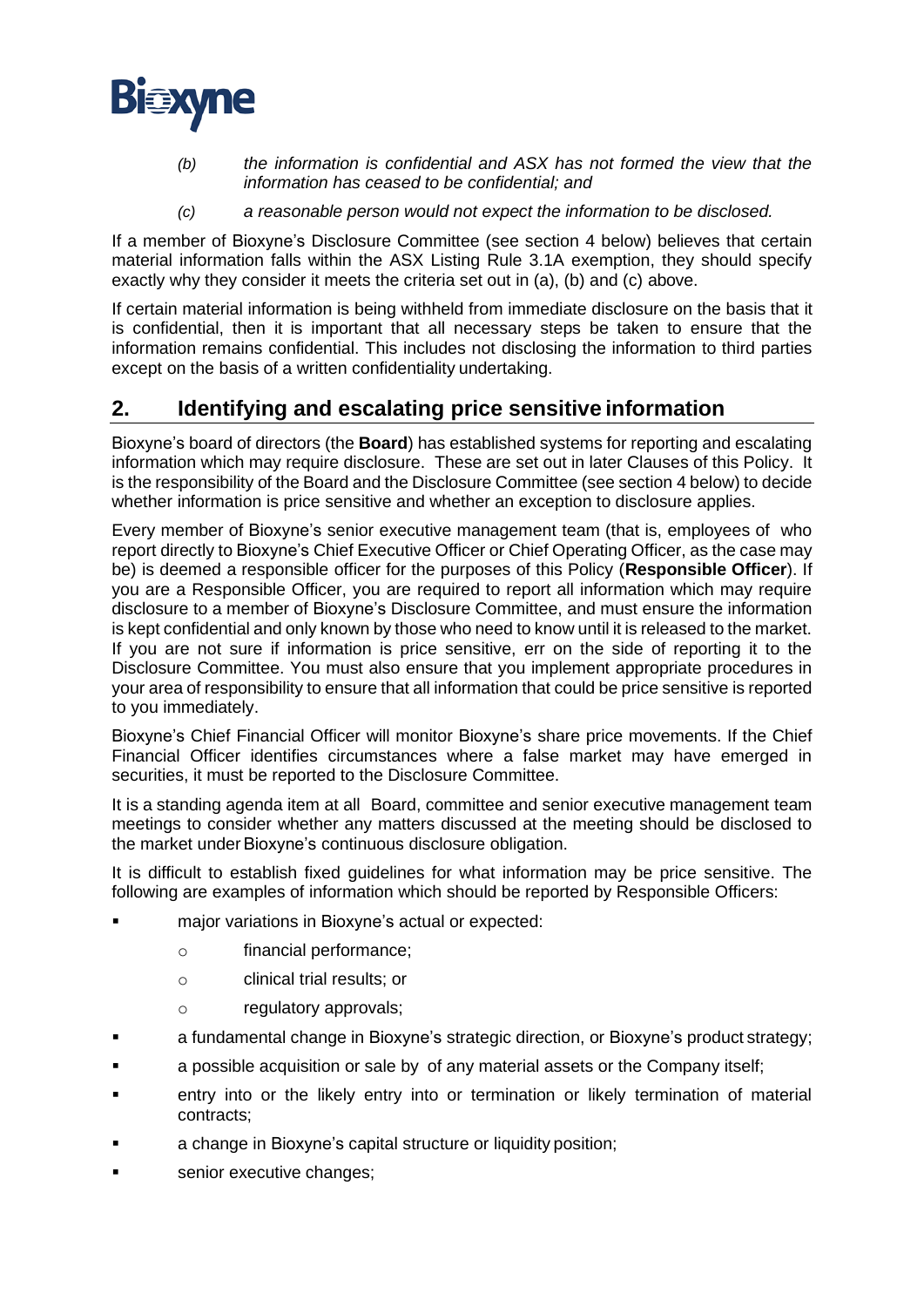*(b) the information is confidential and ASX has not formed the view that the information has ceased to be confidential; and*

*(c) a reasonable person would not expect the information to be disclosed.*

If a member of Bioxyne's Disclosure Committee (see section 4 below) believes that certain material information falls within the ASX Listing Rule 3.1A exemption, they should specify exactly why they consider it meets the criteria set out in (a), (b) and (c) above.

If certain material information is being withheld from immediate disclosure on the basis that it is confidential, then it is important that all necessary steps be taken to ensure that the information remains confidential. This includes not disclosing the information to third parties except on the basis of a written confidentiality undertaking.

## 2. Identifying and escalating price sensitive information

Bioxyne's board of directors (the **Board**) has established systems for reporting and escalating information which may require disclosure. These are set out in later Clauses of this Policy. It is the responsibility of the Board and the Disclosure Committee (see section 4 below) to decide whether information is price sensitive and whether an exception to disclosure applies.

Every member of Bioxyne's senior executive management team (that is, employees of who report directly to Bioxyne's Chief Executive Officer or Chief Operating Officer, as the case may be) is deemed a responsible officer for the purposes of this Policy (**Responsible Officer**). If you are a Responsible Officer, you are required to report all information which may require disclosure to a member of Bioxyne's Disclosure Committee, and must ensure the information is kept confidential and only known by those who need to know until it is released to the market. If you are not sure if information is price sensitive, err on the side of reporting it to the Disclosure Committee. You must also ensure that you implement appropriate procedures in your area of responsibility to ensure that all information that could be price sensitive is reported to you immediately.

Bioxyne's Chief Financial Officer will monitor Bioxyne's share price movements. If the Chief Financial Officer identifies circumstances where a false market may have emerged in securities, it must be reported to the Disclosure Committee.

It is a standing agenda item at all Board, committee and senior executive management team meetings to consider whether any matters discussed at the meeting should be disclosed to the market under Bioxyne's continuous disclosure obligation.

It is difficult to establish fixed guidelines for what information may be price sensitive. The following are examples of information which should be reported by Responsible Officers:

- major variations in Bioxyne's actual or expected:
  - financial performance;
  - clinical trial results; or
  - regulatory approvals;
- a fundamental change in Bioxyne's strategic direction, or Bioxyne's product strategy;
- a possible acquisition or sale by of any material assets or the Company itself;
- entry into or the likely entry into or termination or likely termination of material contracts;
- a change in Bioxyne's capital structure or liquidity position;
- senior executive changes;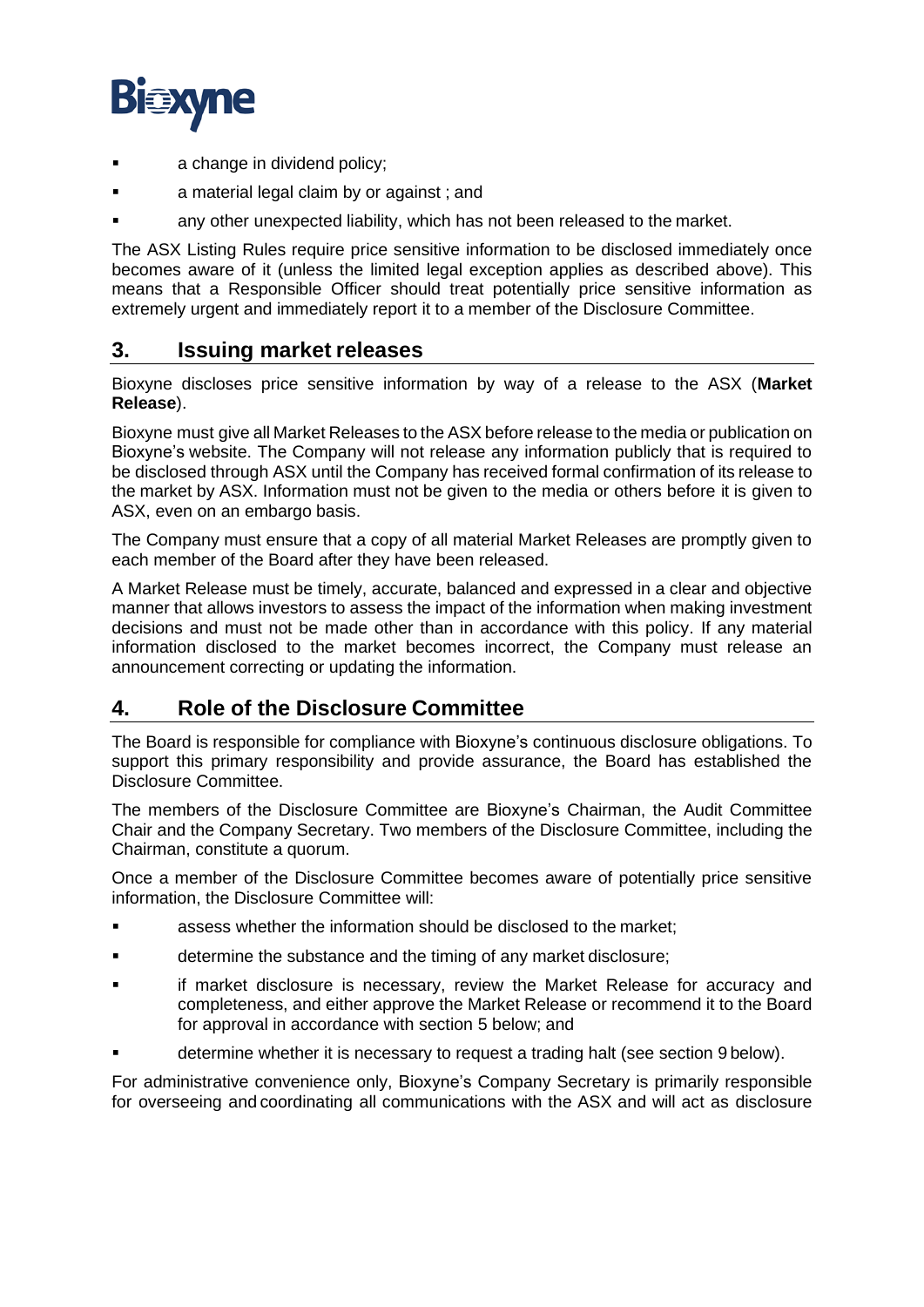- a change in dividend policy;
- a material legal claim by or against ; and
- any other unexpected liability, which has not been released to the market.

The ASX Listing Rules require price sensitive information to be disclosed immediately once becomes aware of it (unless the limited legal exception applies as described above). This means that a Responsible Officer should treat potentially price sensitive information as extremely urgent and immediately report it to a member of the Disclosure Committee.

## 3. Issuing market releases

Bioxyne discloses price sensitive information by way of a release to the ASX (**Market Release**).

Bioxyne must give all Market Releases to the ASX before release to the media or publication on Bioxyne's website. The Company will not release any information publicly that is required to be disclosed through ASX until the Company has received formal confirmation of its release to the market by ASX. Information must not be given to the media or others before it is given to ASX, even on an embargo basis.

The Company must ensure that a copy of all material Market Releases are promptly given to each member of the Board after they have been released.

A Market Release must be timely, accurate, balanced and expressed in a clear and objective manner that allows investors to assess the impact of the information when making investment decisions and must not be made other than in accordance with this policy. If any material information disclosed to the market becomes incorrect, the Company must release an announcement correcting or updating the information.

## 4. Role of the Disclosure Committee

The Board is responsible for compliance with Bioxyne's continuous disclosure obligations. To support this primary responsibility and provide assurance, the Board has established the Disclosure Committee.

The members of the Disclosure Committee are Bioxyne's Chairman, the Audit Committee Chair and the Company Secretary. Two members of the Disclosure Committee, including the Chairman, constitute a quorum.

Once a member of the Disclosure Committee becomes aware of potentially price sensitive information, the Disclosure Committee will:

- assess whether the information should be disclosed to the market;
- determine the substance and the timing of any market disclosure;
- if market disclosure is necessary, review the Market Release for accuracy and completeness, and either approve the Market Release or recommend it to the Board for approval in accordance with section 5 below; and
- determine whether it is necessary to request a trading halt (see section 9 below).

For administrative convenience only, Bioxyne's Company Secretary is primarily responsible for overseeing and coordinating all communications with the ASX and will act as disclosure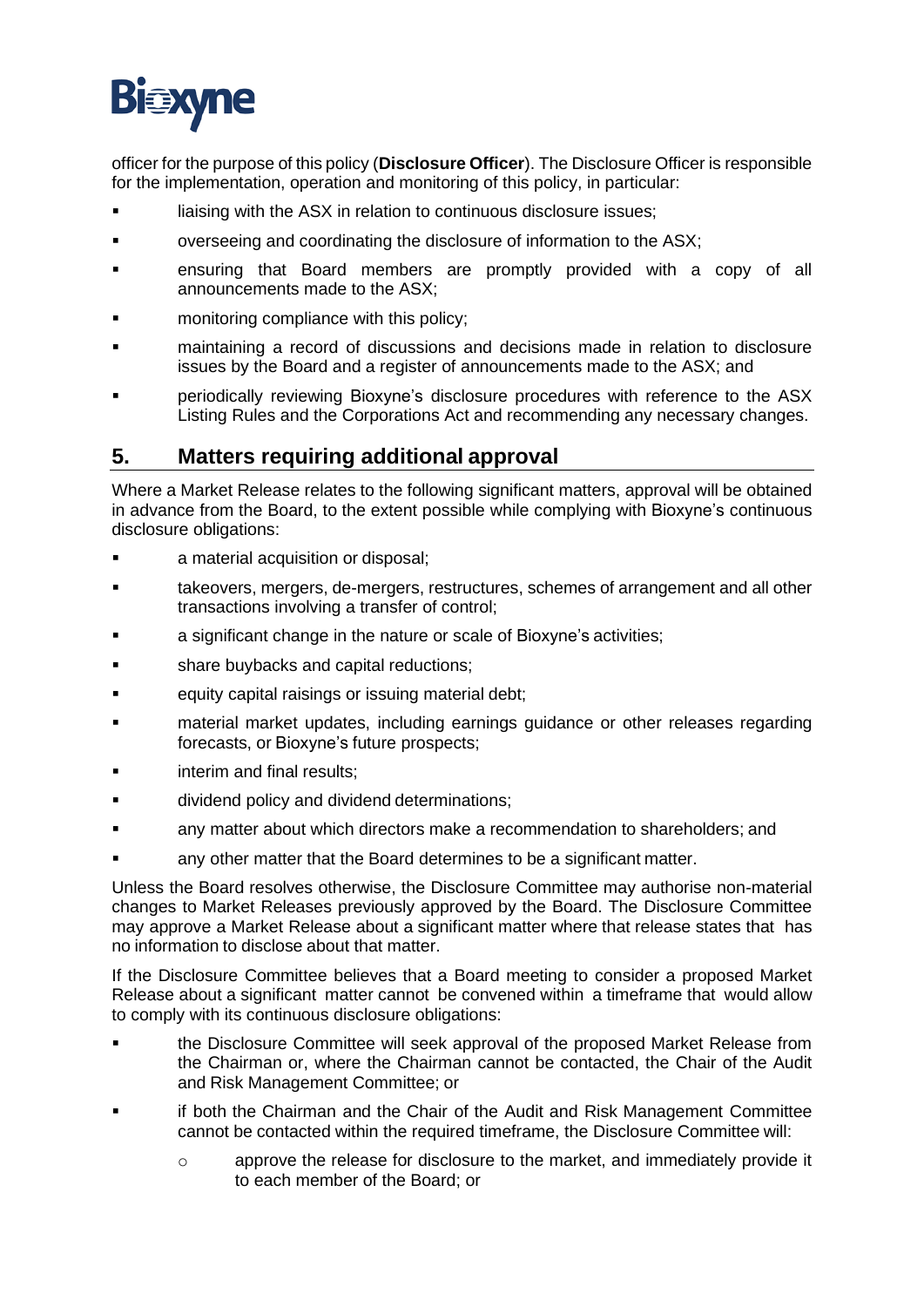officer for the purpose of this policy (**Disclosure Officer**). The Disclosure Officer is responsible for the implementation, operation and monitoring of this policy, in particular:

- liaising with the ASX in relation to continuous disclosure issues;
- overseeing and coordinating the disclosure of information to the ASX;
- ensuring that Board members are promptly provided with a copy of all announcements made to the ASX;
- monitoring compliance with this policy;
- maintaining a record of discussions and decisions made in relation to disclosure issues by the Board and a register of announcements made to the ASX; and
- periodically reviewing Bioxyne's disclosure procedures with reference to the ASX Listing Rules and the Corporations Act and recommending any necessary changes.

## 5. Matters requiring additional approval

Where a Market Release relates to the following significant matters, approval will be obtained in advance from the Board, to the extent possible while complying with Bioxyne's continuous disclosure obligations:

- a material acquisition or disposal;
- takeovers, mergers, de-mergers, restructures, schemes of arrangement and all other transactions involving a transfer of control;
- a significant change in the nature or scale of Bioxyne's activities;
- share buybacks and capital reductions;
- equity capital raisings or issuing material debt;
- material market updates, including earnings guidance or other releases regarding forecasts, or Bioxyne's future prospects;
- interim and final results;
- dividend policy and dividend determinations;
- any matter about which directors make a recommendation to shareholders; and
- any other matter that the Board determines to be a significant matter.

Unless the Board resolves otherwise, the Disclosure Committee may authorise non-material changes to Market Releases previously approved by the Board. The Disclosure Committee may approve a Market Release about a significant matter where that release states that has no information to disclose about that matter.

If the Disclosure Committee believes that a Board meeting to consider a proposed Market Release about a significant matter cannot be convened within a timeframe that would allow to comply with its continuous disclosure obligations:

- the Disclosure Committee will seek approval of the proposed Market Release from the Chairman or, where the Chairman cannot be contacted, the Chair of the Audit and Risk Management Committee; or
- if both the Chairman and the Chair of the Audit and Risk Management Committee cannot be contacted within the required timeframe, the Disclosure Committee will:
    - approve the release for disclosure to the market, and immediately provide it to each member of the Board; or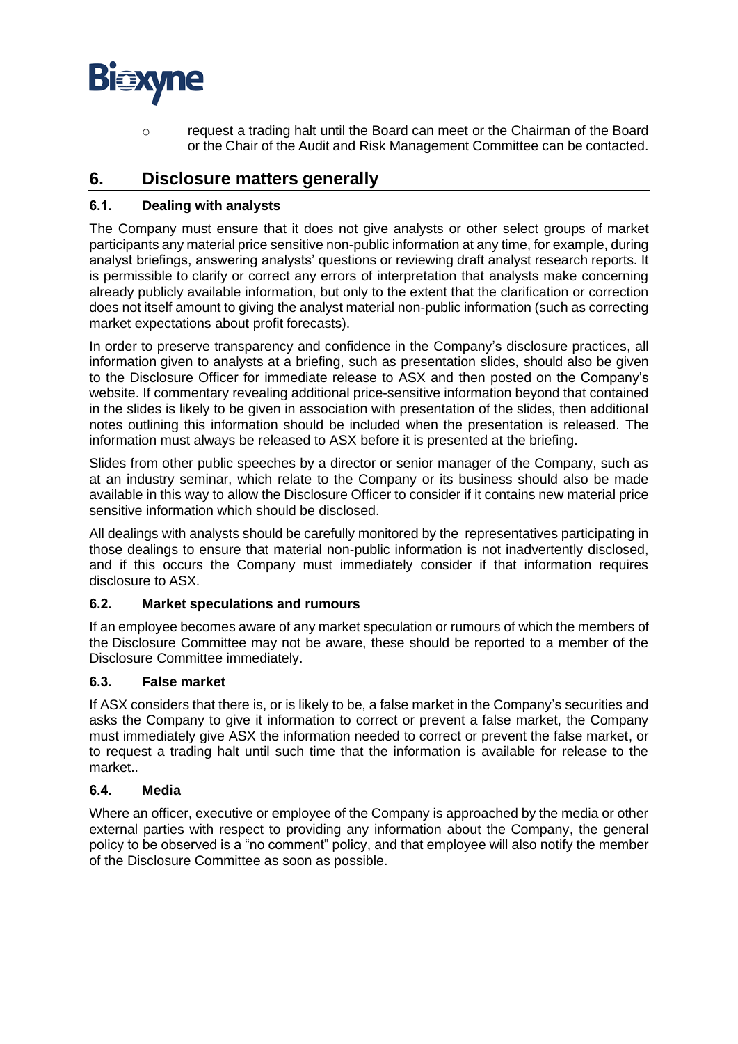- request a trading halt until the Board can meet or the Chairman of the Board or the Chair of the Audit and Risk Management Committee can be contacted.

## 6. Disclosure matters generally

### 6.1. Dealing with analysts

The Company must ensure that it does not give analysts or other select groups of market participants any material price sensitive non-public information at any time, for example, during analyst briefings, answering analysts' questions or reviewing draft analyst research reports. It is permissible to clarify or correct any errors of interpretation that analysts make concerning already publicly available information, but only to the extent that the clarification or correction does not itself amount to giving the analyst material non-public information (such as correcting market expectations about profit forecasts).

In order to preserve transparency and confidence in the Company's disclosure practices, all information given to analysts at a briefing, such as presentation slides, should also be given to the Disclosure Officer for immediate release to ASX and then posted on the Company's website. If commentary revealing additional price-sensitive information beyond that contained in the slides is likely to be given in association with presentation of the slides, then additional notes outlining this information should be included when the presentation is released. The information must always be released to ASX before it is presented at the briefing.

Slides from other public speeches by a director or senior manager of the Company, such as at an industry seminar, which relate to the Company or its business should also be made available in this way to allow the Disclosure Officer to consider if it contains new material price sensitive information which should be disclosed.

All dealings with analysts should be carefully monitored by the representatives participating in those dealings to ensure that material non-public information is not inadvertently disclosed, and if this occurs the Company must immediately consider if that information requires disclosure to ASX.

### 6.2. Market speculations and rumours

If an employee becomes aware of any market speculation or rumours of which the members of the Disclosure Committee may not be aware, these should be reported to a member of the Disclosure Committee immediately.

### 6.3. False market

If ASX considers that there is, or is likely to be, a false market in the Company's securities and asks the Company to give it information to correct or prevent a false market, the Company must immediately give ASX the information needed to correct or prevent the false market, or to request a trading halt until such time that the information is available for release to the market..

### 6.4. Media

Where an officer, executive or employee of the Company is approached by the media or other external parties with respect to providing any information about the Company, the general policy to be observed is a "no comment" policy, and that employee will also notify the member of the Disclosure Committee as soon as possible.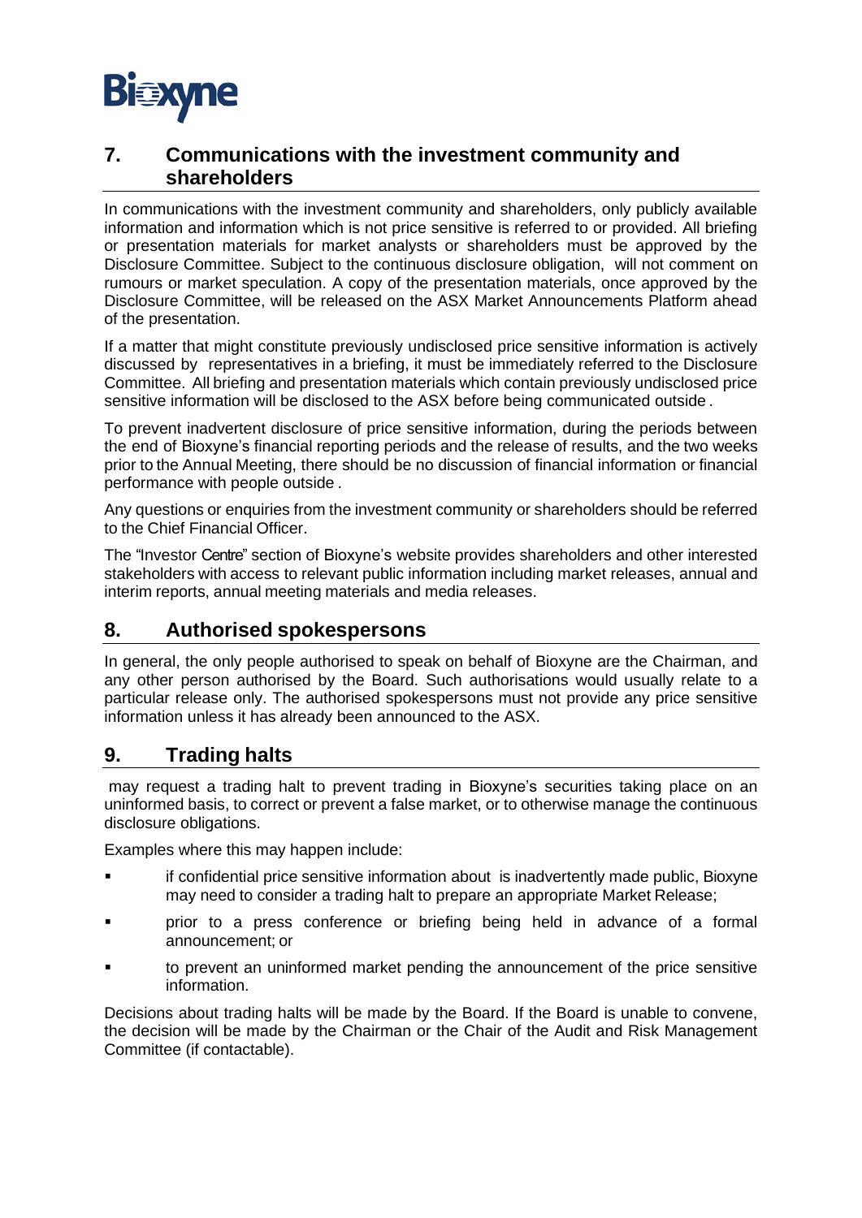## 7. Communications with the investment community and shareholders

In communications with the investment community and shareholders, only publicly available information and information which is not price sensitive is referred to or provided. All briefing or presentation materials for market analysts or shareholders must be approved by the Disclosure Committee. Subject to the continuous disclosure obligation, will not comment on rumours or market speculation. A copy of the presentation materials, once approved by the Disclosure Committee, will be released on the ASX Market Announcements Platform ahead of the presentation.

If a matter that might constitute previously undisclosed price sensitive information is actively discussed by representatives in a briefing, it must be immediately referred to the Disclosure Committee. All briefing and presentation materials which contain previously undisclosed price sensitive information will be disclosed to the ASX before being communicated outside .

To prevent inadvertent disclosure of price sensitive information, during the periods between the end of Bioxyne's financial reporting periods and the release of results, and the two weeks prior to the Annual Meeting, there should be no discussion of financial information or financial performance with people outside .

Any questions or enquiries from the investment community or shareholders should be referred to the Chief Financial Officer.

The "Investor Centre" section of Bioxyne's website provides shareholders and other interested stakeholders with access to relevant public information including market releases, annual and interim reports, annual meeting materials and media releases.

## 8. Authorised spokespersons

In general, the only people authorised to speak on behalf of Bioxyne are the Chairman, and any other person authorised by the Board. Such authorisations would usually relate to a particular release only. The authorised spokespersons must not provide any price sensitive information unless it has already been announced to the ASX.

## 9. Trading halts

may request a trading halt to prevent trading in Bioxyne's securities taking place on an uninformed basis, to correct or prevent a false market, or to otherwise manage the continuous disclosure obligations.

Examples where this may happen include:

- if confidential price sensitive information about is inadvertently made public, Bioxyne may need to consider a trading halt to prepare an appropriate Market Release;
- prior to a press conference or briefing being held in advance of a formal announcement; or
- to prevent an uninformed market pending the announcement of the price sensitive information.

Decisions about trading halts will be made by the Board. If the Board is unable to convene, the decision will be made by the Chairman or the Chair of the Audit and Risk Management Committee (if contactable).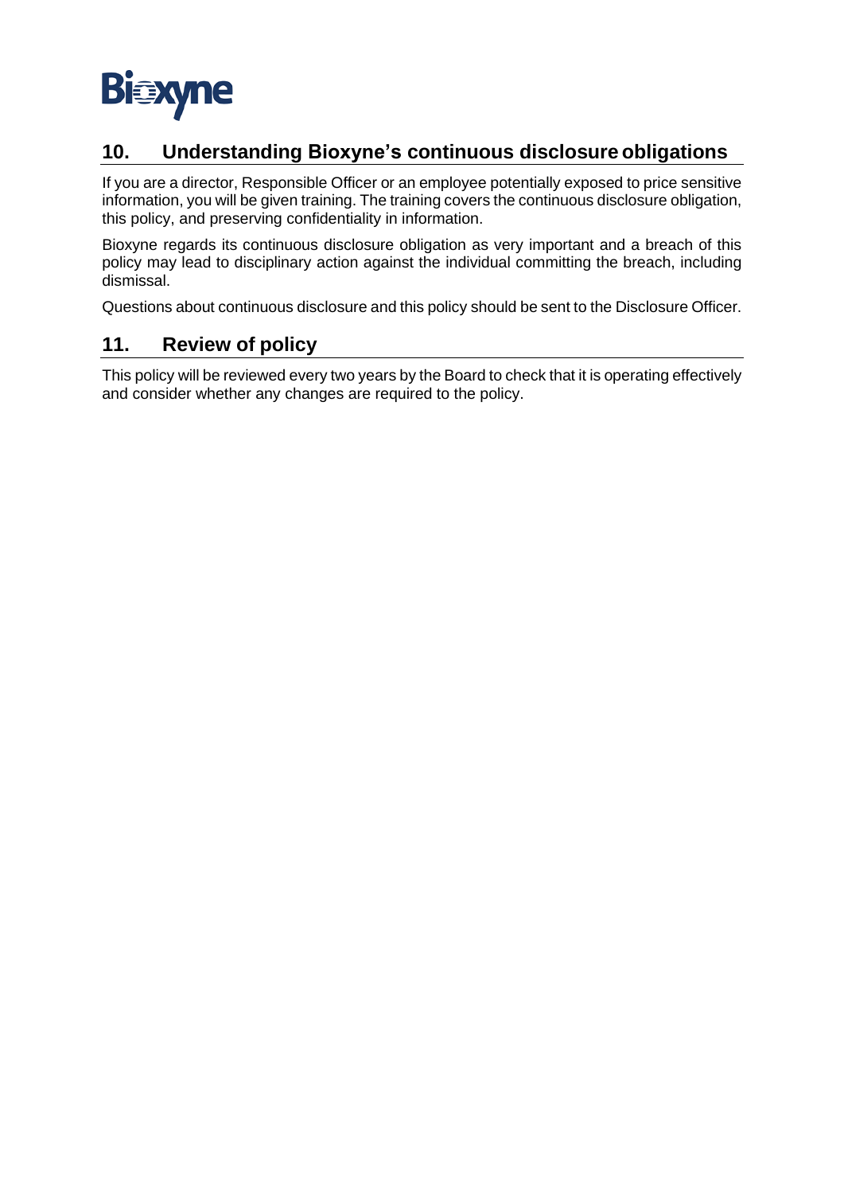## 10. Understanding Bioxyne's continuous disclosure obligations

If you are a director, Responsible Officer or an employee potentially exposed to price sensitive information, you will be given training. The training covers the continuous disclosure obligation, this policy, and preserving confidentiality in information.

Bioxyne regards its continuous disclosure obligation as very important and a breach of this policy may lead to disciplinary action against the individual committing the breach, including dismissal.

Questions about continuous disclosure and this policy should be sent to the Disclosure Officer.

## 11. Review of policy

This policy will be reviewed every two years by the Board to check that it is operating effectively and consider whether any changes are required to the policy.